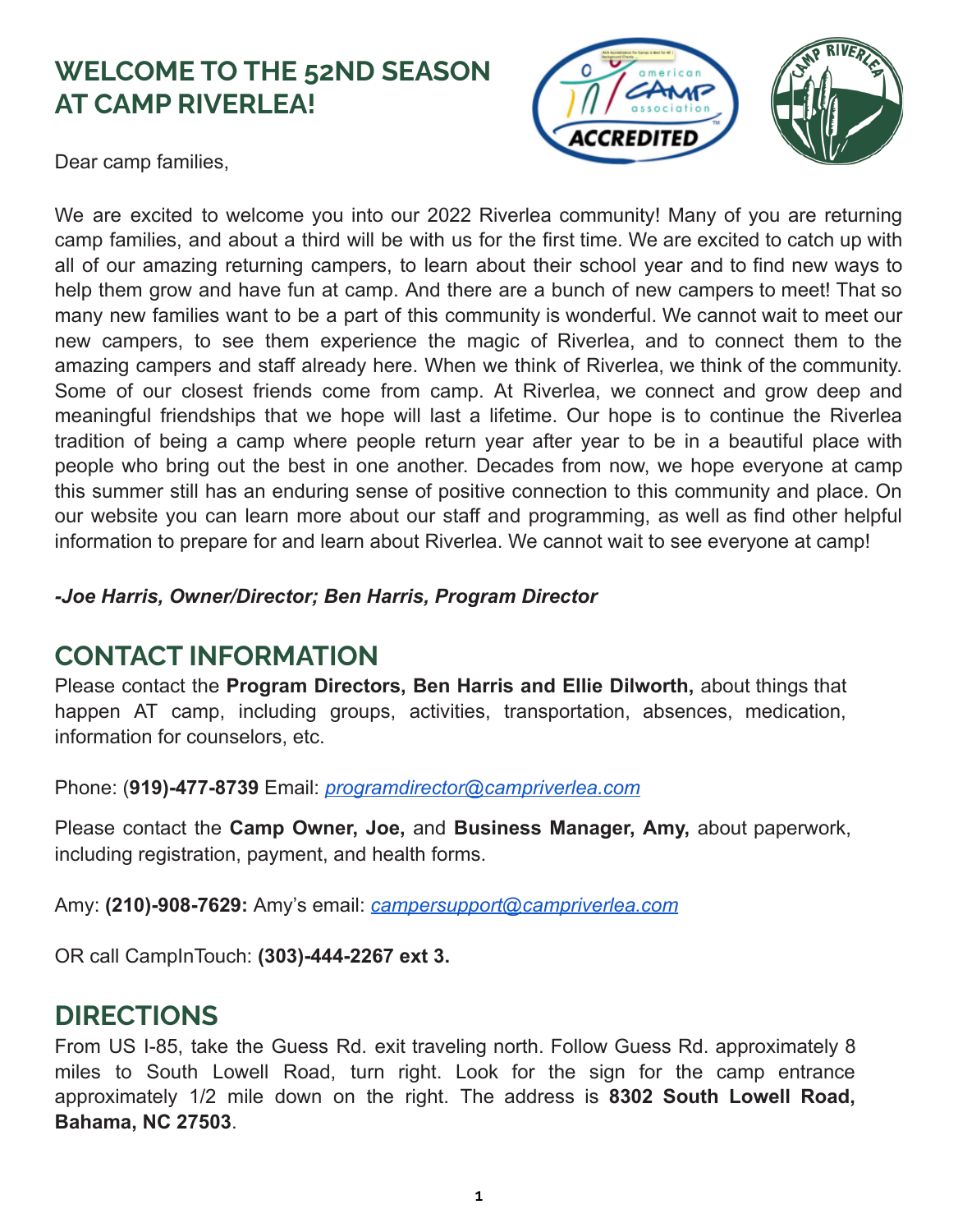# WELCOME TO THE 52ND SEASON AT CAMP RIVERLEA!

Dear camp families,

We are excited to welcome you into our 2022 Riverlea community! Many of you are returning camp families, and about a third will be with us for the first time. We are excited to catch up with all of our amazing returning campers, to learn about their school year and to find new ways to help them grow and have fun at camp. And there are a bunch of new campers to meet! That so many new families want to be a part of this community is wonderful. We cannot wait to meet our new campers, to see them experience the magic of Riverlea, and to connect them to the amazing campers and staff already here. When we think of Riverlea, we think of the community. Some of our closest friends come from camp. At Riverlea, we connect and grow deep and meaningful friendships that we hope will last a lifetime. Our hope is to continue the Riverlea tradition of being a camp where people return year after year to be in a beautiful place with people who bring out the best in one another. Decades from now, we hope everyone at camp this summer still has an enduring sense of positive connection to this community and place. On our website you can learn more about our staff and programming, as well as find other helpful information to prepare for and learn about Riverlea. We cannot wait to see everyone at camp!

***-Joe Harris, Owner/Director; Ben Harris, Program Director***

## CONTACT INFORMATION

Please contact the **Program Directors, Ben Harris and Ellie Dilworth,** about things that happen AT camp, including groups, activities, transportation, absences, medication, information for counselors, etc.

Phone: (**919)-477-8739** Email: *programdirector@campriverlea.com*

Please contact the **Camp Owner, Joe,** and **Business Manager, Amy,** about paperwork, including registration, payment, and health forms.

Amy: **(210)-908-7629:** Amy's email: *campersupport@campriverlea.com*

OR call CampInTouch: **(303)-444-2267 ext 3.**

## DIRECTIONS

From US I-85, take the Guess Rd. exit traveling north. Follow Guess Rd. approximately 8 miles to South Lowell Road, turn right. Look for the sign for the camp entrance approximately 1/2 mile down on the right. The address is **8302 South Lowell Road, Bahama, NC 27503**.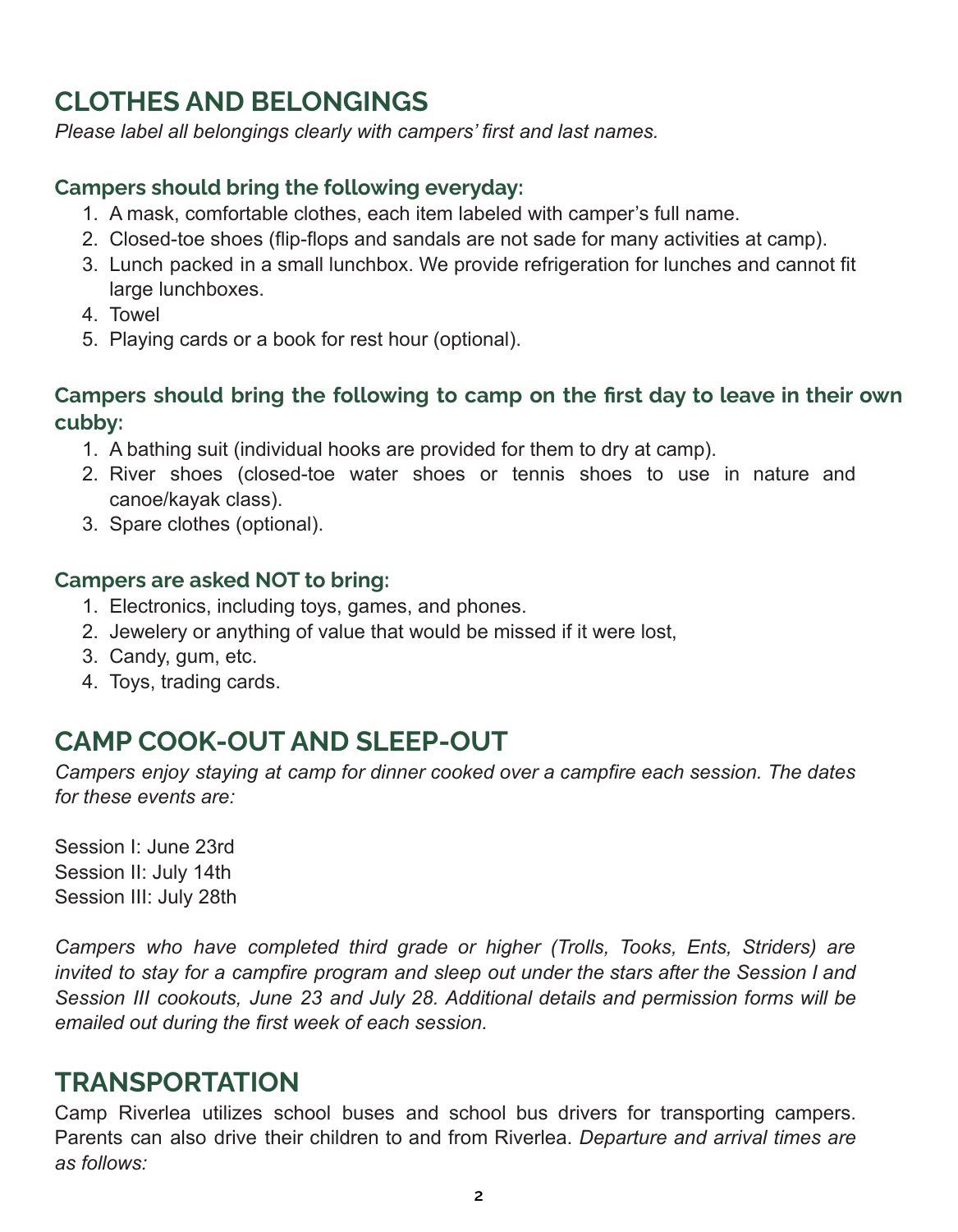## CLOTHES AND BELONGINGS

*Please label all belongings clearly with campers' first and last names.*

### Campers should bring the following everyday:

1. A mask, comfortable clothes, each item labeled with camper's full name.
2. Closed-toe shoes (flip-flops and sandals are not sade for many activities at camp).
3. Lunch packed in a small lunchbox. We provide refrigeration for lunches and cannot fit large lunchboxes.
4. Towel
5. Playing cards or a book for rest hour (optional).

### Campers should bring the following to camp on the first day to leave in their own cubby:

1. A bathing suit (individual hooks are provided for them to dry at camp).
2. River shoes (closed-toe water shoes or tennis shoes to use in nature and canoe/kayak class).
3. Spare clothes (optional).

### Campers are asked NOT to bring:

1. Electronics, including toys, games, and phones.
2. Jewelery or anything of value that would be missed if it were lost,
3. Candy, gum, etc.
4. Toys, trading cards.

## CAMP COOK-OUT AND SLEEP-OUT

*Campers enjoy staying at camp for dinner cooked over a campfire each session. The dates for these events are:*

Session I: June 23rd
Session II: July 14th
Session III: July 28th

*Campers who have completed third grade or higher (Trolls, Tooks, Ents, Striders) are invited to stay for a campfire program and sleep out under the stars after the Session I and Session III cookouts, June 23 and July 28. Additional details and permission forms will be emailed out during the first week of each session.*

## TRANSPORTATION

Camp Riverlea utilizes school buses and school bus drivers for transporting campers. Parents can also drive their children to and from Riverlea. *Departure and arrival times are as follows:*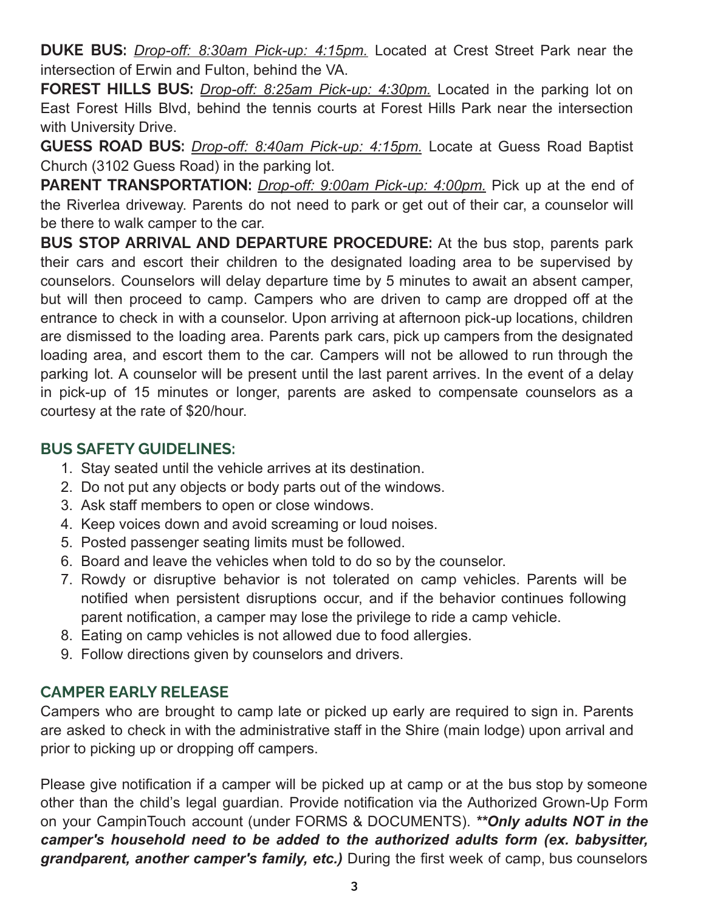**DUKE BUS:** *Drop-off: 8:30am Pick-up: 4:15pm.* Located at Crest Street Park near the intersection of Erwin and Fulton, behind the VA.

**FOREST HILLS BUS:** *Drop-off: 8:25am Pick-up: 4:30pm.* Located in the parking lot on East Forest Hills Blvd, behind the tennis courts at Forest Hills Park near the intersection with University Drive.

**GUESS ROAD BUS:** *Drop-off: 8:40am Pick-up: 4:15pm.* Locate at Guess Road Baptist Church (3102 Guess Road) in the parking lot.

**PARENT TRANSPORTATION:** *Drop-off: 9:00am Pick-up: 4:00pm.* Pick up at the end of the Riverlea driveway. Parents do not need to park or get out of their car, a counselor will be there to walk camper to the car.

**BUS STOP ARRIVAL AND DEPARTURE PROCEDURE:** At the bus stop, parents park their cars and escort their children to the designated loading area to be supervised by counselors. Counselors will delay departure time by 5 minutes to await an absent camper, but will then proceed to camp. Campers who are driven to camp are dropped off at the entrance to check in with a counselor. Upon arriving at afternoon pick-up locations, children are dismissed to the loading area. Parents park cars, pick up campers from the designated loading area, and escort them to the car. Campers will not be allowed to run through the parking lot. A counselor will be present until the last parent arrives. In the event of a delay in pick-up of 15 minutes or longer, parents are asked to compensate counselors as a courtesy at the rate of $20/hour.

## BUS SAFETY GUIDELINES:

1. Stay seated until the vehicle arrives at its destination.
2. Do not put any objects or body parts out of the windows.
3. Ask staff members to open or close windows.
4. Keep voices down and avoid screaming or loud noises.
5. Posted passenger seating limits must be followed.
6. Board and leave the vehicles when told to do so by the counselor.
7. Rowdy or disruptive behavior is not tolerated on camp vehicles. Parents will be notified when persistent disruptions occur, and if the behavior continues following parent notification, a camper may lose the privilege to ride a camp vehicle.
8. Eating on camp vehicles is not allowed due to food allergies.
9. Follow directions given by counselors and drivers.

## CAMPER EARLY RELEASE

Campers who are brought to camp late or picked up early are required to sign in. Parents are asked to check in with the administrative staff in the Shire (main lodge) upon arrival and prior to picking up or dropping off campers.

Please give notification if a camper will be picked up at camp or at the bus stop by someone other than the child's legal guardian. Provide notification via the Authorized Grown-Up Form on your CampinTouch account (under FORMS & DOCUMENTS). ***\*\*Only adults NOT in the camper's household need to be added to the authorized adults form (ex. babysitter, grandparent, another camper's family, etc.)*** During the first week of camp, bus counselors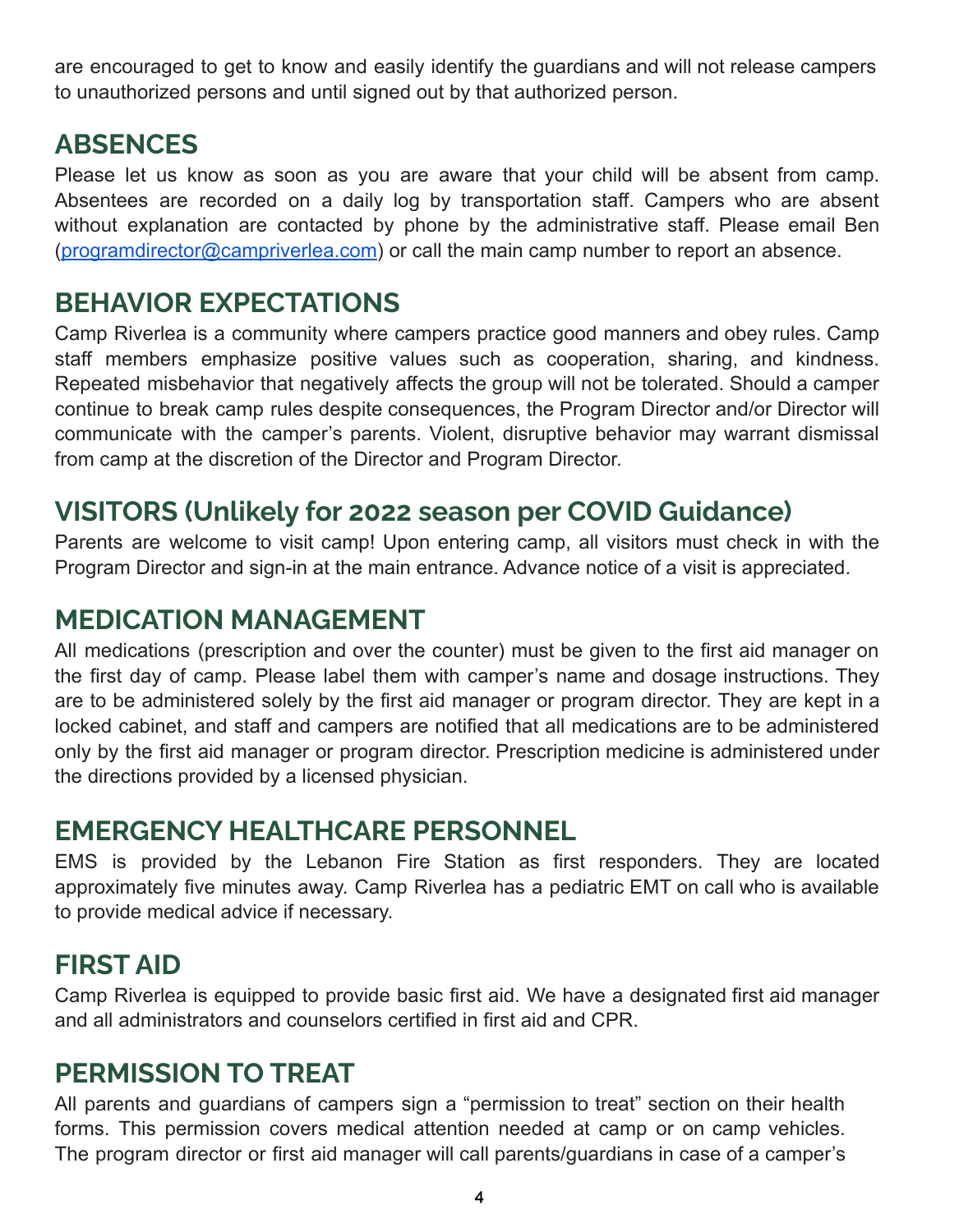are encouraged to get to know and easily identify the guardians and will not release campers to unauthorized persons and until signed out by that authorized person.

## ABSENCES

Please let us know as soon as you are aware that your child will be absent from camp. Absentees are recorded on a daily log by transportation staff. Campers who are absent without explanation are contacted by phone by the administrative staff. Please email Ben (programdirector@campriverlea.com) or call the main camp number to report an absence.

## BEHAVIOR EXPECTATIONS

Camp Riverlea is a community where campers practice good manners and obey rules. Camp staff members emphasize positive values such as cooperation, sharing, and kindness. Repeated misbehavior that negatively affects the group will not be tolerated. Should a camper continue to break camp rules despite consequences, the Program Director and/or Director will communicate with the camper's parents. Violent, disruptive behavior may warrant dismissal from camp at the discretion of the Director and Program Director.

## VISITORS (Unlikely for 2022 season per COVID Guidance)

Parents are welcome to visit camp! Upon entering camp, all visitors must check in with the Program Director and sign-in at the main entrance. Advance notice of a visit is appreciated.

## MEDICATION MANAGEMENT

All medications (prescription and over the counter) must be given to the first aid manager on the first day of camp. Please label them with camper's name and dosage instructions. They are to be administered solely by the first aid manager or program director. They are kept in a locked cabinet, and staff and campers are notified that all medications are to be administered only by the first aid manager or program director. Prescription medicine is administered under the directions provided by a licensed physician.

## EMERGENCY HEALTHCARE PERSONNEL

EMS is provided by the Lebanon Fire Station as first responders. They are located approximately five minutes away. Camp Riverlea has a pediatric EMT on call who is available to provide medical advice if necessary.

## FIRST AID

Camp Riverlea is equipped to provide basic first aid. We have a designated first aid manager and all administrators and counselors certified in first aid and CPR.

## PERMISSION TO TREAT

All parents and guardians of campers sign a "permission to treat" section on their health forms. This permission covers medical attention needed at camp or on camp vehicles. The program director or first aid manager will call parents/guardians in case of a camper's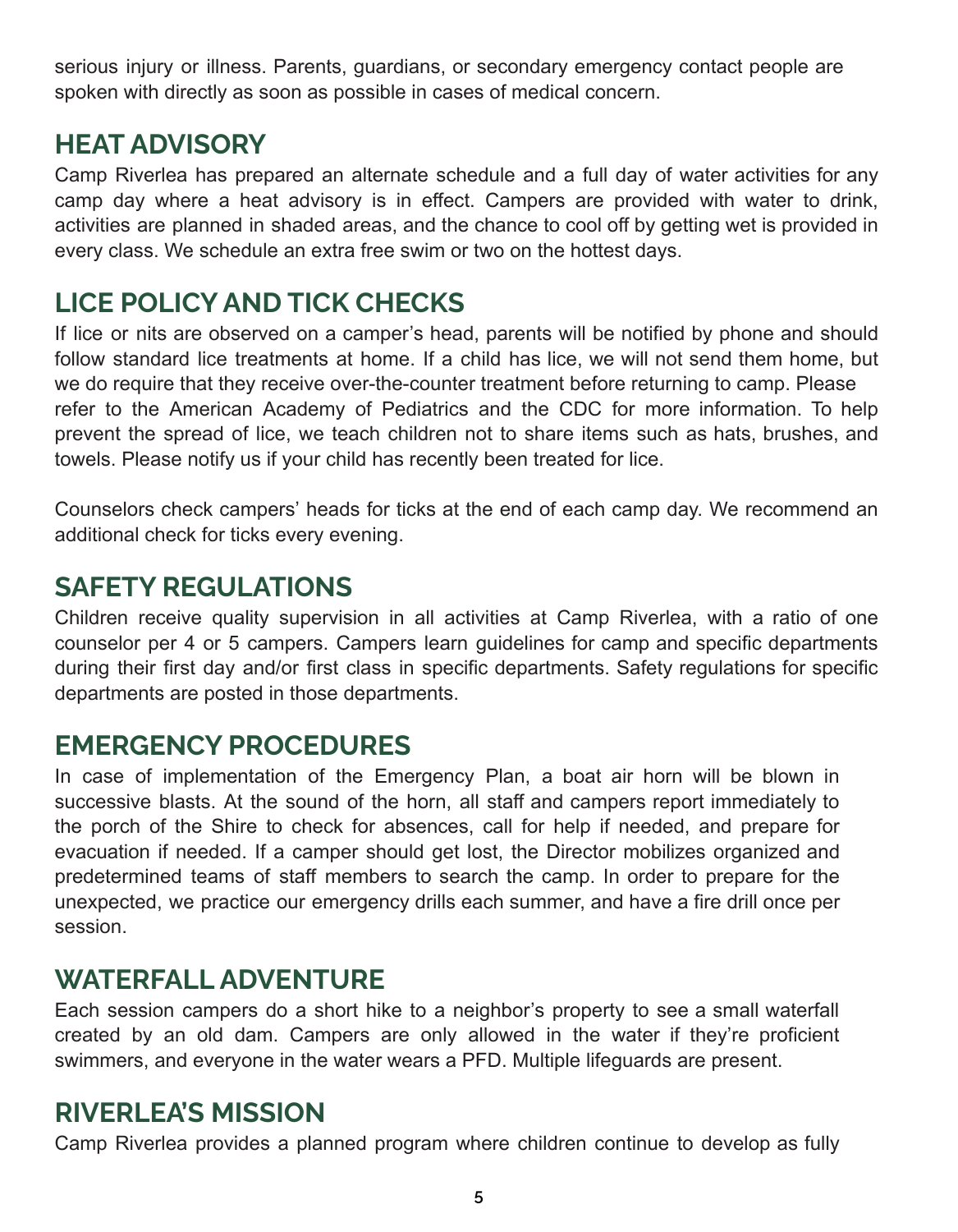serious injury or illness. Parents, guardians, or secondary emergency contact people are spoken with directly as soon as possible in cases of medical concern.

## HEAT ADVISORY

Camp Riverlea has prepared an alternate schedule and a full day of water activities for any camp day where a heat advisory is in effect. Campers are provided with water to drink, activities are planned in shaded areas, and the chance to cool off by getting wet is provided in every class. We schedule an extra free swim or two on the hottest days.

## LICE POLICY AND TICK CHECKS

If lice or nits are observed on a camper's head, parents will be notified by phone and should follow standard lice treatments at home. If a child has lice, we will not send them home, but we do require that they receive over-the-counter treatment before returning to camp. Please refer to the American Academy of Pediatrics and the CDC for more information. To help prevent the spread of lice, we teach children not to share items such as hats, brushes, and towels. Please notify us if your child has recently been treated for lice.

Counselors check campers' heads for ticks at the end of each camp day. We recommend an additional check for ticks every evening.

## SAFETY REGULATIONS

Children receive quality supervision in all activities at Camp Riverlea, with a ratio of one counselor per 4 or 5 campers. Campers learn guidelines for camp and specific departments during their first day and/or first class in specific departments. Safety regulations for specific departments are posted in those departments.

## EMERGENCY PROCEDURES

In case of implementation of the Emergency Plan, a boat air horn will be blown in successive blasts. At the sound of the horn, all staff and campers report immediately to the porch of the Shire to check for absences, call for help if needed, and prepare for evacuation if needed. If a camper should get lost, the Director mobilizes organized and predetermined teams of staff members to search the camp. In order to prepare for the unexpected, we practice our emergency drills each summer, and have a fire drill once per session.

## WATERFALL ADVENTURE

Each session campers do a short hike to a neighbor's property to see a small waterfall created by an old dam. Campers are only allowed in the water if they're proficient swimmers, and everyone in the water wears a PFD. Multiple lifeguards are present.

## RIVERLEA'S MISSION

Camp Riverlea provides a planned program where children continue to develop as fully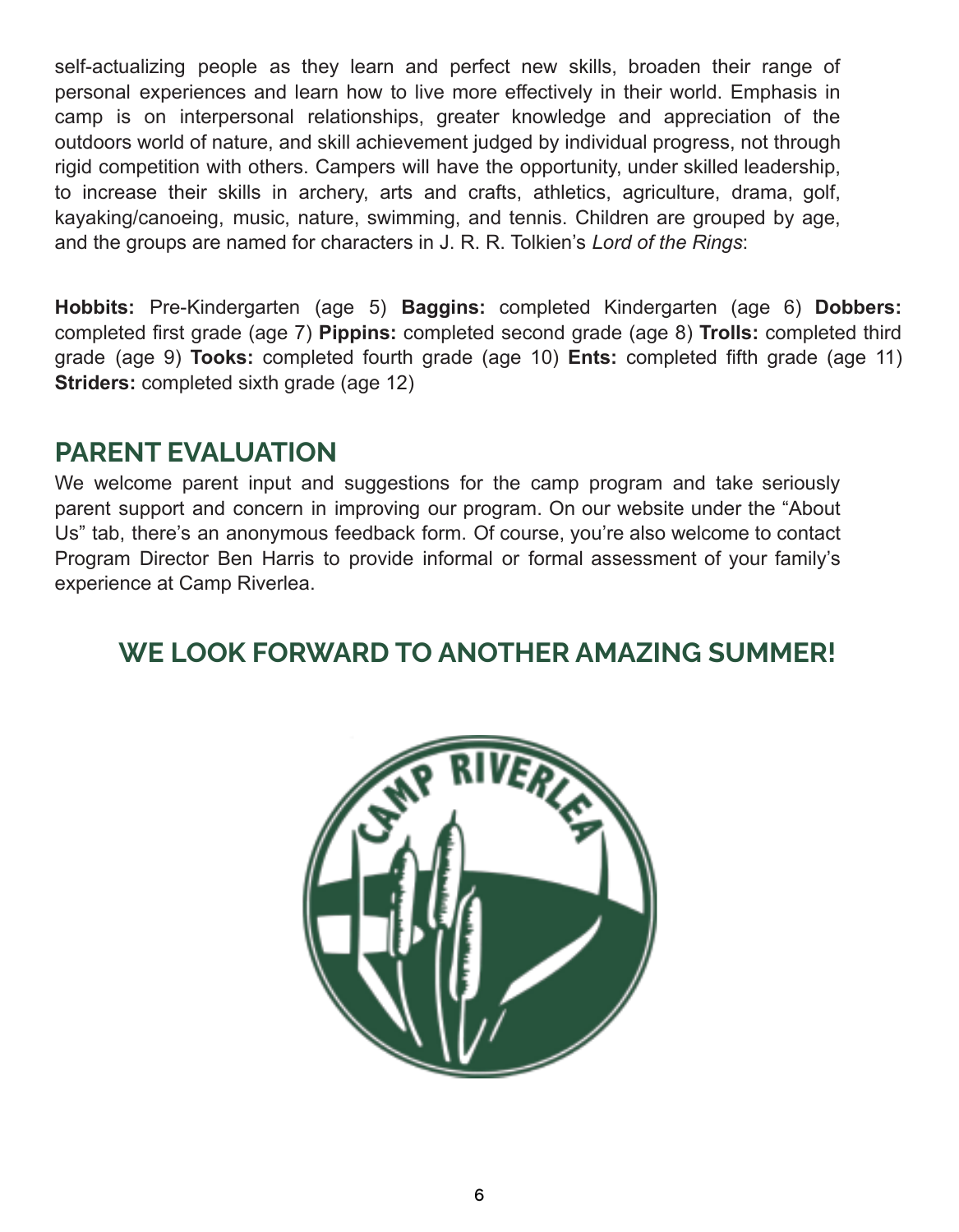self-actualizing people as they learn and perfect new skills, broaden their range of personal experiences and learn how to live more effectively in their world. Emphasis in camp is on interpersonal relationships, greater knowledge and appreciation of the outdoors world of nature, and skill achievement judged by individual progress, not through rigid competition with others. Campers will have the opportunity, under skilled leadership, to increase their skills in archery, arts and crafts, athletics, agriculture, drama, golf, kayaking/canoeing, music, nature, swimming, and tennis. Children are grouped by age, and the groups are named for characters in J. R. R. Tolkien's *Lord of the Rings*:

**Hobbits:** Pre-Kindergarten (age 5) **Baggins:** completed Kindergarten (age 6) **Dobbers:** completed first grade (age 7) **Pippins:** completed second grade (age 8) **Trolls:** completed third grade (age 9) **Tooks:** completed fourth grade (age 10) **Ents:** completed fifth grade (age 11) **Striders:** completed sixth grade (age 12)

## PARENT EVALUATION

We welcome parent input and suggestions for the camp program and take seriously parent support and concern in improving our program. On our website under the "About Us" tab, there's an anonymous feedback form. Of course, you're also welcome to contact Program Director Ben Harris to provide informal or formal assessment of your family's experience at Camp Riverlea.

## WE LOOK FORWARD TO ANOTHER AMAZING SUMMER!

CAMP RIVERLEA